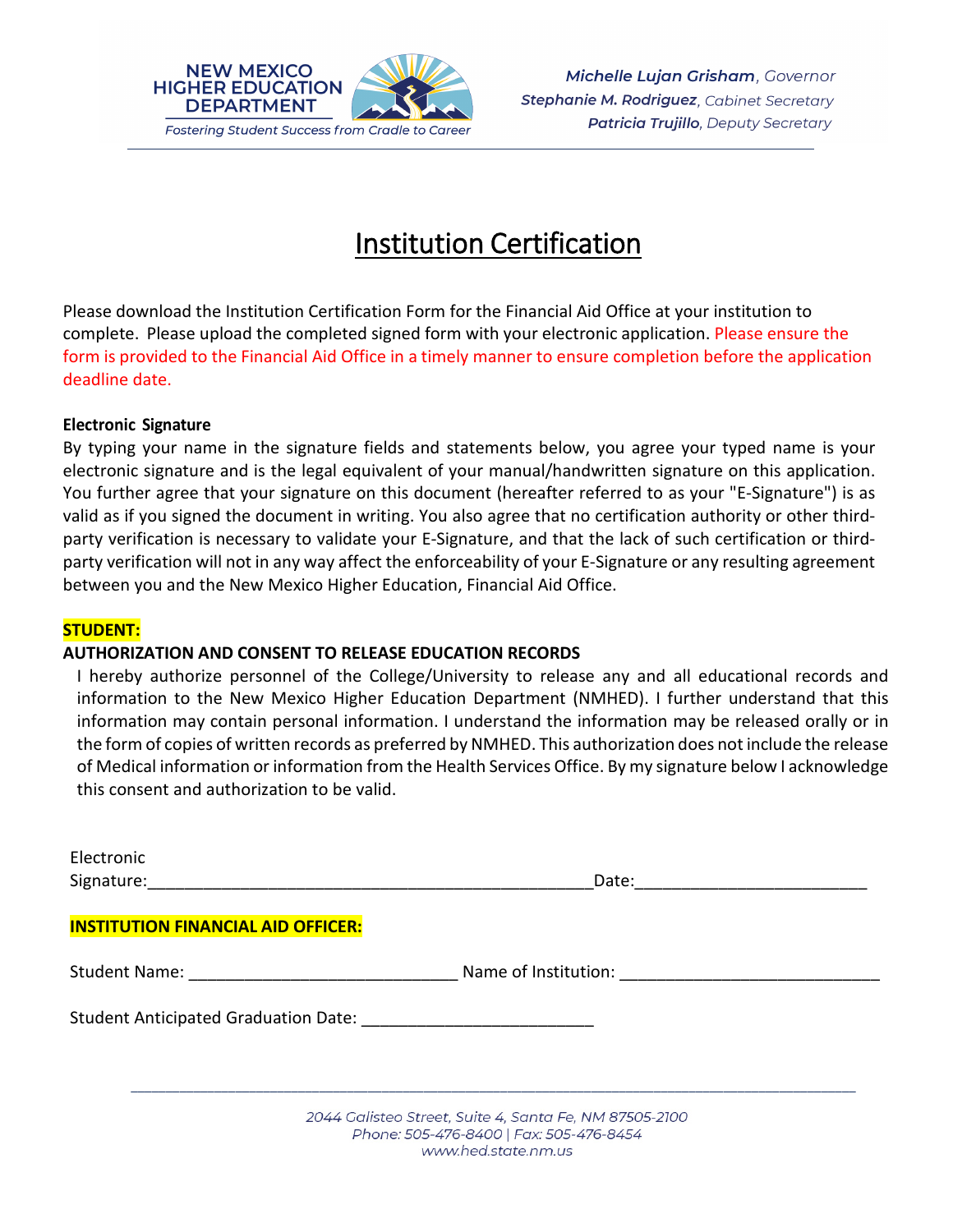NEW MEXICO HIGHER EDUCATION DEPARTMENT

*Fostering Student Success from Cradle to Career*

***Michelle Lujan Grisham**, Governor*
***Stephanie M. Rodriguez**, Cabinet Secretary*
***Patricia Trujillo**, Deputy Secretary*

# Institution Certification

Please download the Institution Certification Form for the Financial Aid Office at your institution to complete. Please upload the completed signed form with your electronic application. Please ensure the form is provided to the Financial Aid Office in a timely manner to ensure completion before the application deadline date.

**Electronic Signature**

By typing your name in the signature fields and statements below, you agree your typed name is your electronic signature and is the legal equivalent of your manual/handwritten signature on this application. You further agree that your signature on this document (hereafter referred to as your "E-Signature") is as valid as if you signed the document in writing. You also agree that no certification authority or other third-party verification is necessary to validate your E-Signature, and that the lack of such certification or third-party verification will not in any way affect the enforceability of your E-Signature or any resulting agreement between you and the New Mexico Higher Education, Financial Aid Office.

**STUDENT:**

**AUTHORIZATION AND CONSENT TO RELEASE EDUCATION RECORDS**

I hereby authorize personnel of the College/University to release any and all educational records and information to the New Mexico Higher Education Department (NMHED). I further understand that this information may contain personal information. I understand the information may be released orally or in the form of copies of written records as preferred by NMHED. This authorization does not include the release of Medical information or information from the Health Services Office. By my signature below I acknowledge this consent and authorization to be valid.

Electronic Signature:_________________________________________________ Date:________________________

**INSTITUTION FINANCIAL AID OFFICER:**

Student Name: ____________________________ Name of Institution: ___________________________

Student Anticipated Graduation Date: ________________________

2044 Galisteo Street, Suite 4, Santa Fe, NM 87505-2100
Phone: 505-476-8400 | Fax: 505-476-8454
www.hed.state.nm.us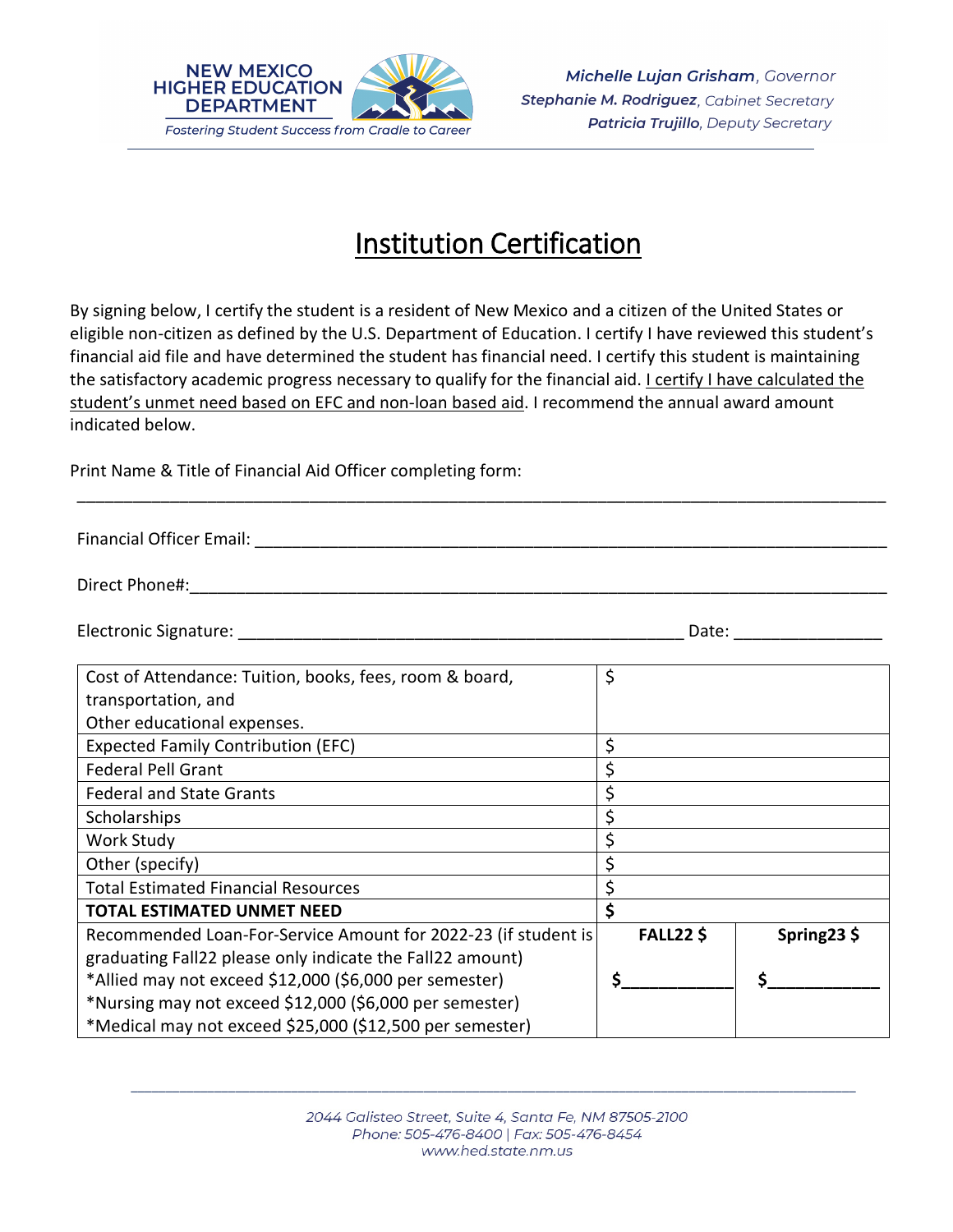# Institution Certification

By signing below, I certify the student is a resident of New Mexico and a citizen of the United States or eligible non-citizen as defined by the U.S. Department of Education. I certify I have reviewed this student's financial aid file and have determined the student has financial need. I certify this student is maintaining the satisfactory academic progress necessary to qualify for the financial aid. I certify I have calculated the student's unmet need based on EFC and non-loan based aid. I recommend the annual award amount indicated below.

Print Name & Title of Financial Aid Officer completing form:

______________________________________________________________________________

Financial Officer Email: ______________________________________________________________

Direct Phone#:______________________________________________________________________

Electronic Signature: ___________________________________________ Date: _______________

| | | |
|---|---|---|
| Cost of Attendance: Tuition, books, fees, room & board, transportation, and Other educational expenses. | $ | |
| Expected Family Contribution (EFC) | $ | |
| Federal Pell Grant | $ | |
| Federal and State Grants | $ | |
| Scholarships | $ | |
| Work Study | $ | |
| Other (specify) | $ | |
| Total Estimated Financial Resources | $ | |
| **TOTAL ESTIMATED UNMET NEED** | **$** | |
| Recommended Loan-For-Service Amount for 2022-23 (if student is graduating Fall22 please only indicate the Fall22 amount)<br>*Allied may not exceed $12,000 ($6,000 per semester)<br>*Nursing may not exceed $12,000 ($6,000 per semester)<br>*Medical may not exceed $25,000 ($12,500 per semester) | **FALL22 $**<br><br>**$**___________ | **Spring23 $**<br><br>**$**___________ |